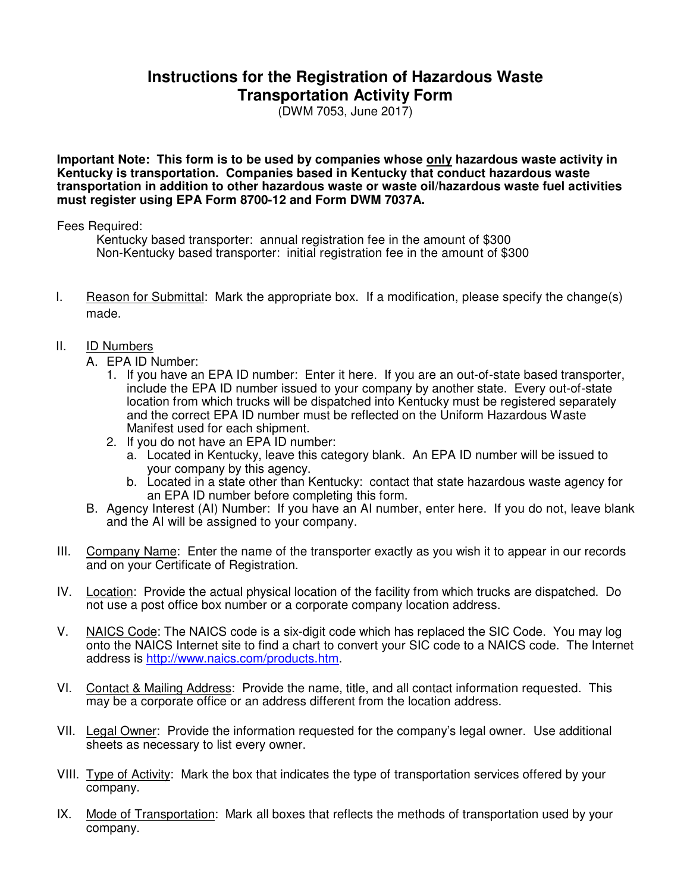# Instructions for the Registration of Hazardous Waste Transportation Activity Form

(DWM 7053, June 2017)

**Important Note: This form is to be used by companies whose only hazardous waste activity in Kentucky is transportation. Companies based in Kentucky that conduct hazardous waste transportation in addition to other hazardous waste or waste oil/hazardous waste fuel activities must register using EPA Form 8700-12 and Form DWM 7037A.**

Fees Required:

Kentucky based transporter: annual registration fee in the amount of $300
Non-Kentucky based transporter: initial registration fee in the amount of $300

I. Reason for Submittal: Mark the appropriate box. If a modification, please specify the change(s) made.

II. ID Numbers
   - A. EPA ID Number:
     1. If you have an EPA ID number: Enter it here. If you are an out-of-state based transporter, include the EPA ID number issued to your company by another state. Every out-of-state location from which trucks will be dispatched into Kentucky must be registered separately and the correct EPA ID number must be reflected on the Uniform Hazardous Waste Manifest used for each shipment.
     2. If you do not have an EPA ID number:
        - a. Located in Kentucky, leave this category blank. An EPA ID number will be issued to your company by this agency.
        - b. Located in a state other than Kentucky: contact that state hazardous waste agency for an EPA ID number before completing this form.
   - B. Agency Interest (AI) Number: If you have an AI number, enter here. If you do not, leave blank and the AI will be assigned to your company.

III. Company Name: Enter the name of the transporter exactly as you wish it to appear in our records and on your Certificate of Registration.

IV. Location: Provide the actual physical location of the facility from which trucks are dispatched. Do not use a post office box number or a corporate company location address.

V. NAICS Code: The NAICS code is a six-digit code which has replaced the SIC Code. You may log onto the NAICS Internet site to find a chart to convert your SIC code to a NAICS code. The Internet address is http://www.naics.com/products.htm.

VI. Contact & Mailing Address: Provide the name, title, and all contact information requested. This may be a corporate office or an address different from the location address.

VII. Legal Owner: Provide the information requested for the company's legal owner. Use additional sheets as necessary to list every owner.

VIII. Type of Activity: Mark the box that indicates the type of transportation services offered by your company.

IX. Mode of Transportation: Mark all boxes that reflects the methods of transportation used by your company.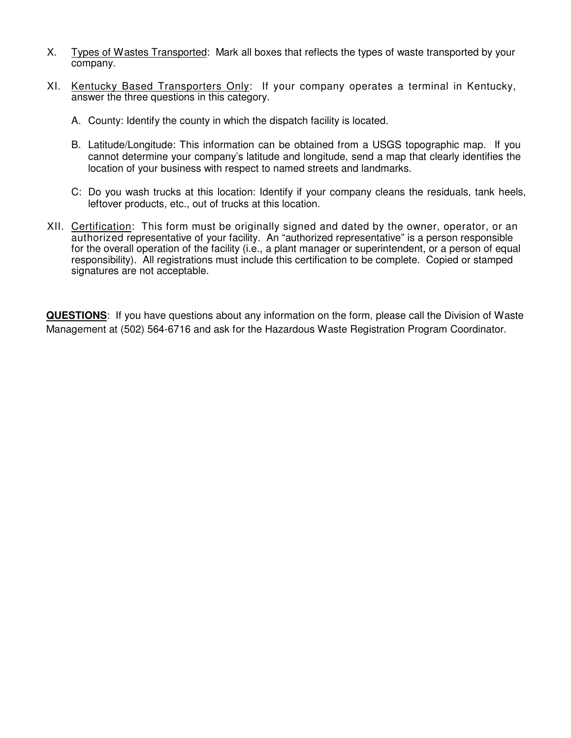X. <u>Types of Wastes Transported</u>: Mark all boxes that reflects the types of waste transported by your company.

XI. <u>Kentucky Based Transporters Only</u>: If your company operates a terminal in Kentucky, answer the three questions in this category.

   A. County: Identify the county in which the dispatch facility is located.

   B. Latitude/Longitude: This information can be obtained from a USGS topographic map. If you cannot determine your company's latitude and longitude, send a map that clearly identifies the location of your business with respect to named streets and landmarks.

   C: Do you wash trucks at this location: Identify if your company cleans the residuals, tank heels, leftover products, etc., out of trucks at this location.

XII. <u>Certification</u>: This form must be originally signed and dated by the owner, operator, or an authorized representative of your facility. An "authorized representative" is a person responsible for the overall operation of the facility (i.e., a plant manager or superintendent, or a person of equal responsibility). All registrations must include this certification to be complete. Copied or stamped signatures are not acceptable.

**<u>QUESTIONS</u>**: If you have questions about any information on the form, please call the Division of Waste Management at (502) 564-6716 and ask for the Hazardous Waste Registration Program Coordinator.